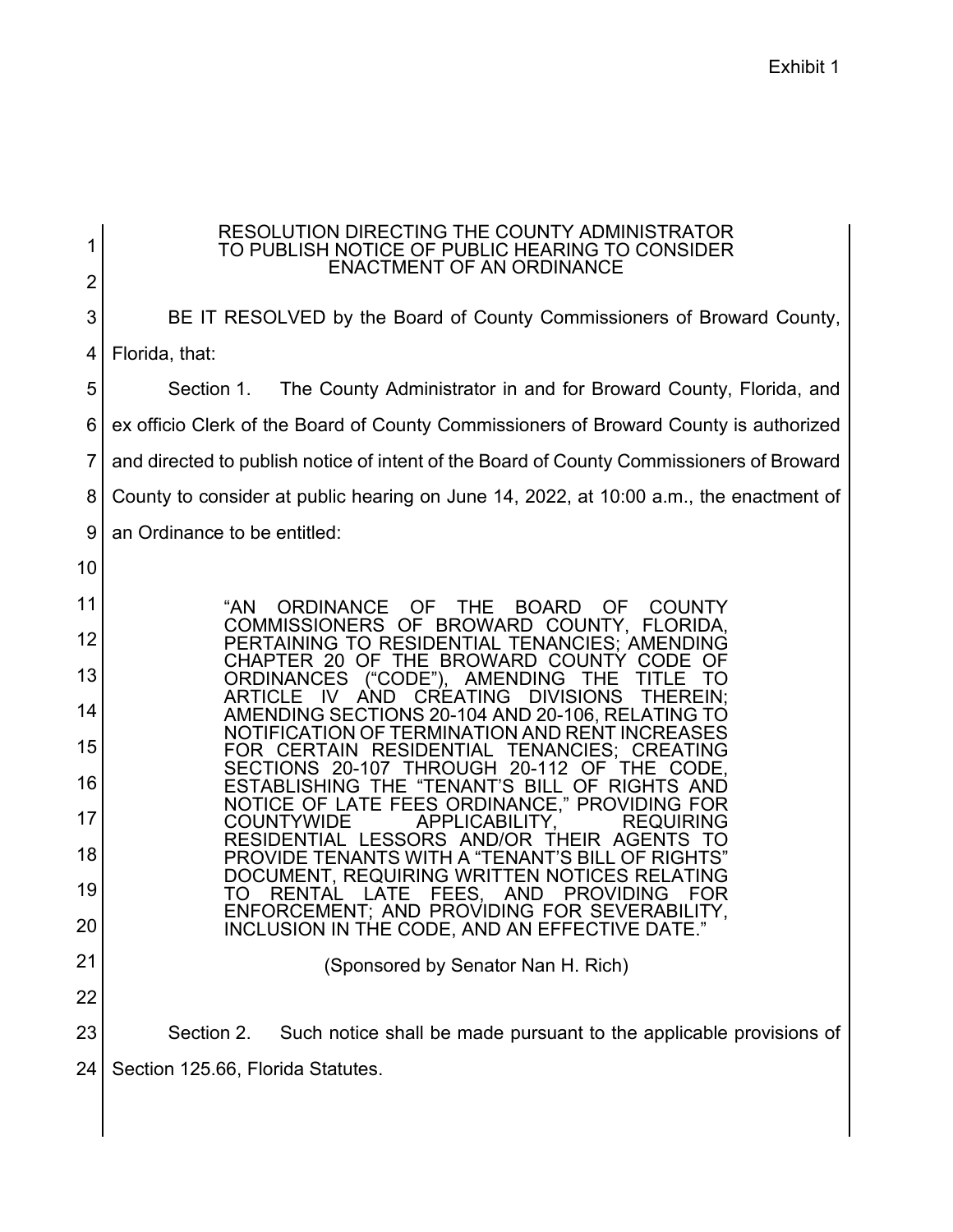Exhibit 1

# RESOLUTION DIRECTING THE COUNTY ADMINISTRATOR TO PUBLISH NOTICE OF PUBLIC HEARING TO CONSIDER ENACTMENT OF AN ORDINANCE

BE IT RESOLVED by the Board of County Commissioners of Broward County, Florida, that:

Section 1. The County Administrator in and for Broward County, Florida, and ex officio Clerk of the Board of County Commissioners of Broward County is authorized and directed to publish notice of intent of the Board of County Commissioners of Broward County to consider at public hearing on June 14, 2022, at 10:00 a.m., the enactment of an Ordinance to be entitled:

> "AN ORDINANCE OF THE BOARD OF COUNTY COMMISSIONERS OF BROWARD COUNTY, FLORIDA, PERTAINING TO RESIDENTIAL TENANCIES; AMENDING CHAPTER 20 OF THE BROWARD COUNTY CODE OF ORDINANCES ("CODE"), AMENDING THE TITLE TO ARTICLE IV AND CREATING DIVISIONS THEREIN; AMENDING SECTIONS 20-104 AND 20-106, RELATING TO NOTIFICATION OF TERMINATION AND RENT INCREASES FOR CERTAIN RESIDENTIAL TENANCIES; CREATING SECTIONS 20-107 THROUGH 20-112 OF THE CODE, ESTABLISHING THE "TENANT'S BILL OF RIGHTS AND NOTICE OF LATE FEES ORDINANCE," PROVIDING FOR COUNTYWIDE APPLICABILITY, REQUIRING RESIDENTIAL LESSORS AND/OR THEIR AGENTS TO PROVIDE TENANTS WITH A "TENANT'S BILL OF RIGHTS" DOCUMENT, REQUIRING WRITTEN NOTICES RELATING TO RENTAL LATE FEES, AND PROVIDING FOR ENFORCEMENT; AND PROVIDING FOR SEVERABILITY, INCLUSION IN THE CODE, AND AN EFFECTIVE DATE."
>
> (Sponsored by Senator Nan H. Rich)

Section 2. Such notice shall be made pursuant to the applicable provisions of Section 125.66, Florida Statutes.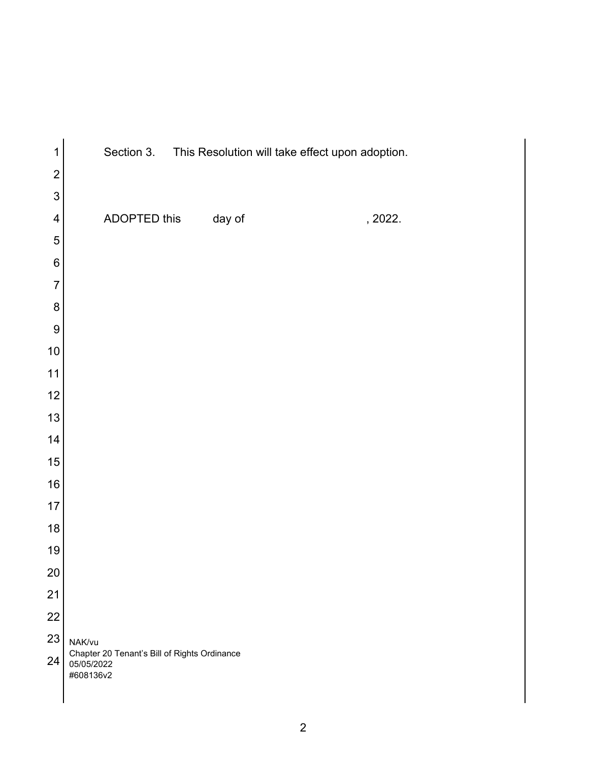Section 3. This Resolution will take effect upon adoption.

ADOPTED this day of , 2022.

NAK/vu
Chapter 20 Tenant's Bill of Rights Ordinance
05/05/2022
#608136v2